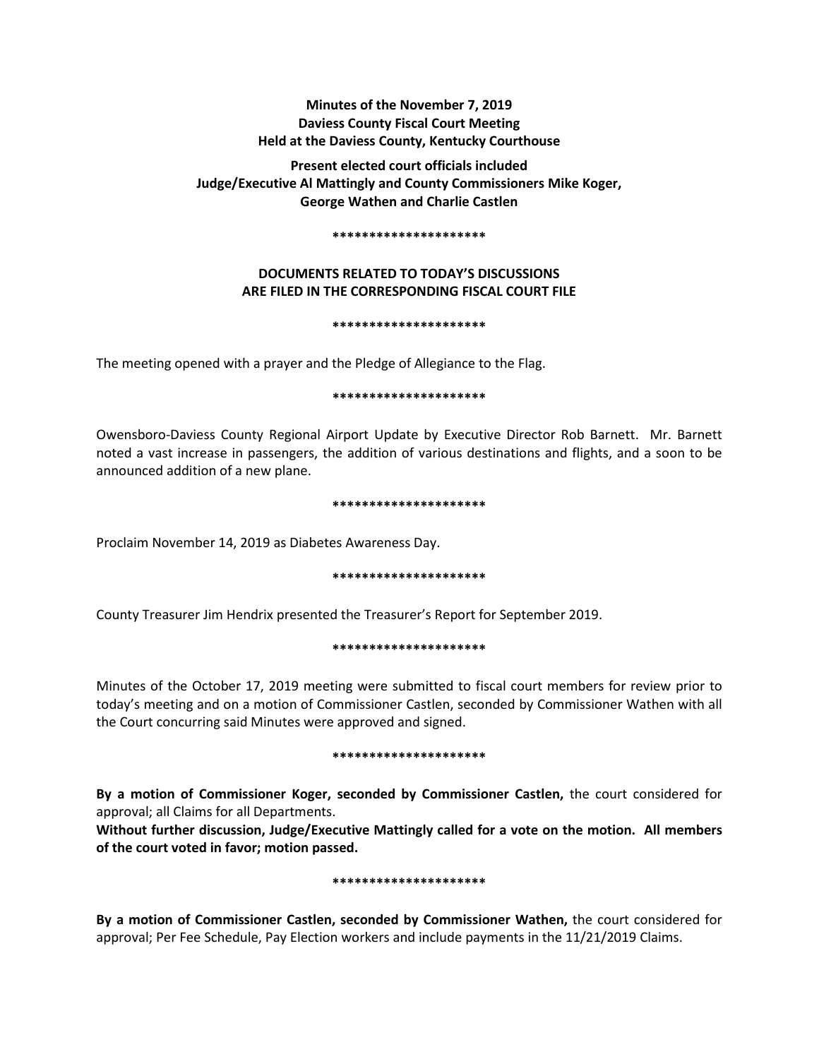**Minutes of the November 7, 2019**
**Daviess County Fiscal Court Meeting**
**Held at the Daviess County, Kentucky Courthouse**

**Present elected court officials included**
**Judge/Executive Al Mattingly and County Commissioners Mike Koger,**
**George Wathen and Charlie Castlen**

**********************

**DOCUMENTS RELATED TO TODAY'S DISCUSSIONS**
**ARE FILED IN THE CORRESPONDING FISCAL COURT FILE**

**********************

The meeting opened with a prayer and the Pledge of Allegiance to the Flag.

**********************

Owensboro-Daviess County Regional Airport Update by Executive Director Rob Barnett. Mr. Barnett noted a vast increase in passengers, the addition of various destinations and flights, and a soon to be announced addition of a new plane.

**********************

Proclaim November 14, 2019 as Diabetes Awareness Day.

**********************

County Treasurer Jim Hendrix presented the Treasurer's Report for September 2019.

**********************

Minutes of the October 17, 2019 meeting were submitted to fiscal court members for review prior to today's meeting and on a motion of Commissioner Castlen, seconded by Commissioner Wathen with all the Court concurring said Minutes were approved and signed.

**********************

**By a motion of Commissioner Koger, seconded by Commissioner Castlen,** the court considered for approval; all Claims for all Departments.
**Without further discussion, Judge/Executive Mattingly called for a vote on the motion. All members of the court voted in favor; motion passed.**

**********************

**By a motion of Commissioner Castlen, seconded by Commissioner Wathen,** the court considered for approval; Per Fee Schedule, Pay Election workers and include payments in the 11/21/2019 Claims.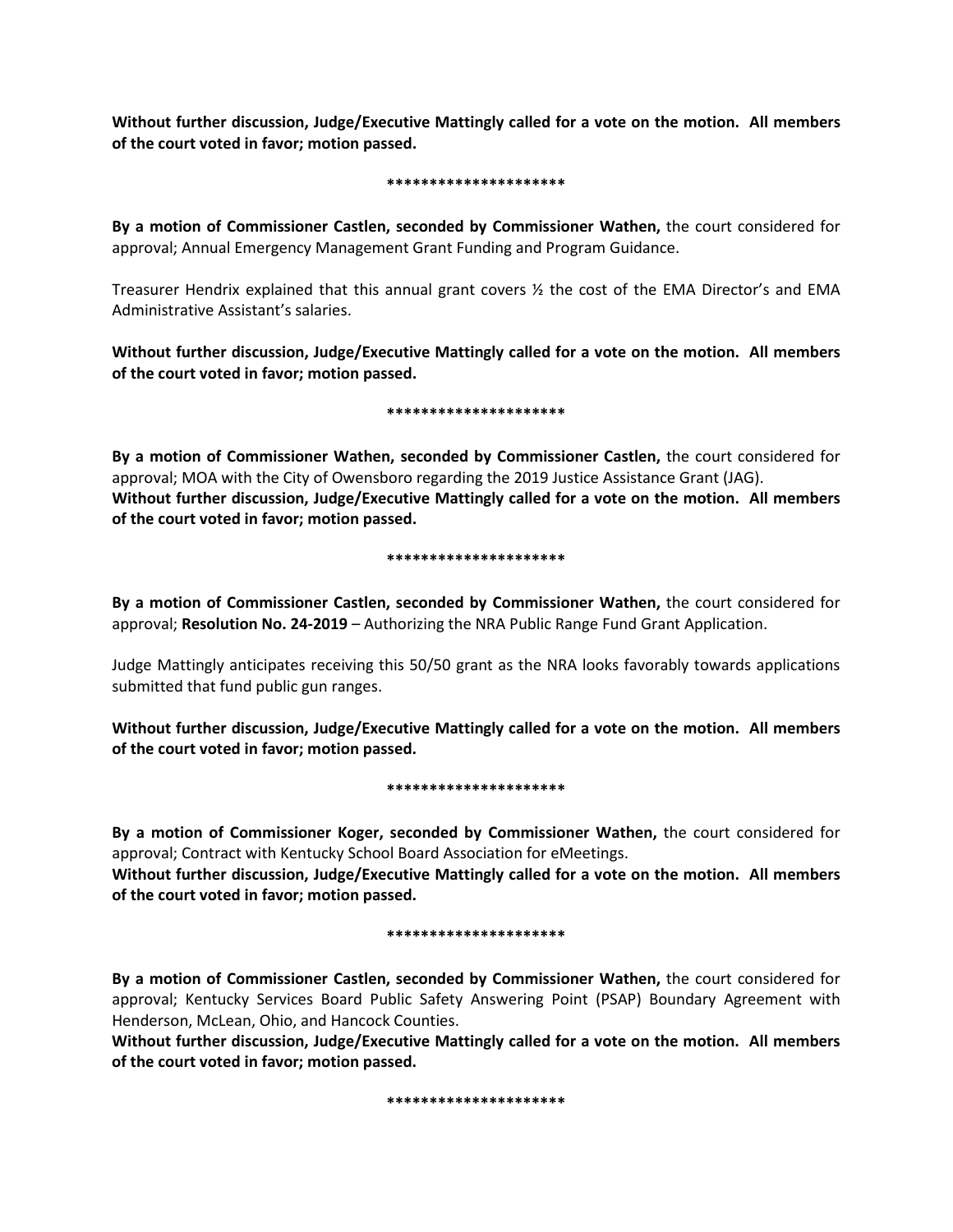**Without further discussion, Judge/Executive Mattingly called for a vote on the motion. All members of the court voted in favor; motion passed.**

*********************

**By a motion of Commissioner Castlen, seconded by Commissioner Wathen,** the court considered for approval; Annual Emergency Management Grant Funding and Program Guidance.

Treasurer Hendrix explained that this annual grant covers ½ the cost of the EMA Director's and EMA Administrative Assistant's salaries.

**Without further discussion, Judge/Executive Mattingly called for a vote on the motion. All members of the court voted in favor; motion passed.**

*********************

**By a motion of Commissioner Wathen, seconded by Commissioner Castlen,** the court considered for approval; MOA with the City of Owensboro regarding the 2019 Justice Assistance Grant (JAG).
**Without further discussion, Judge/Executive Mattingly called for a vote on the motion. All members of the court voted in favor; motion passed.**

*********************

**By a motion of Commissioner Castlen, seconded by Commissioner Wathen,** the court considered for approval; **Resolution No. 24-2019** – Authorizing the NRA Public Range Fund Grant Application.

Judge Mattingly anticipates receiving this 50/50 grant as the NRA looks favorably towards applications submitted that fund public gun ranges.

**Without further discussion, Judge/Executive Mattingly called for a vote on the motion. All members of the court voted in favor; motion passed.**

*********************

**By a motion of Commissioner Koger, seconded by Commissioner Wathen,** the court considered for approval; Contract with Kentucky School Board Association for eMeetings.
**Without further discussion, Judge/Executive Mattingly called for a vote on the motion. All members of the court voted in favor; motion passed.**

*********************

**By a motion of Commissioner Castlen, seconded by Commissioner Wathen,** the court considered for approval; Kentucky Services Board Public Safety Answering Point (PSAP) Boundary Agreement with Henderson, McLean, Ohio, and Hancock Counties.
**Without further discussion, Judge/Executive Mattingly called for a vote on the motion. All members of the court voted in favor; motion passed.**

*********************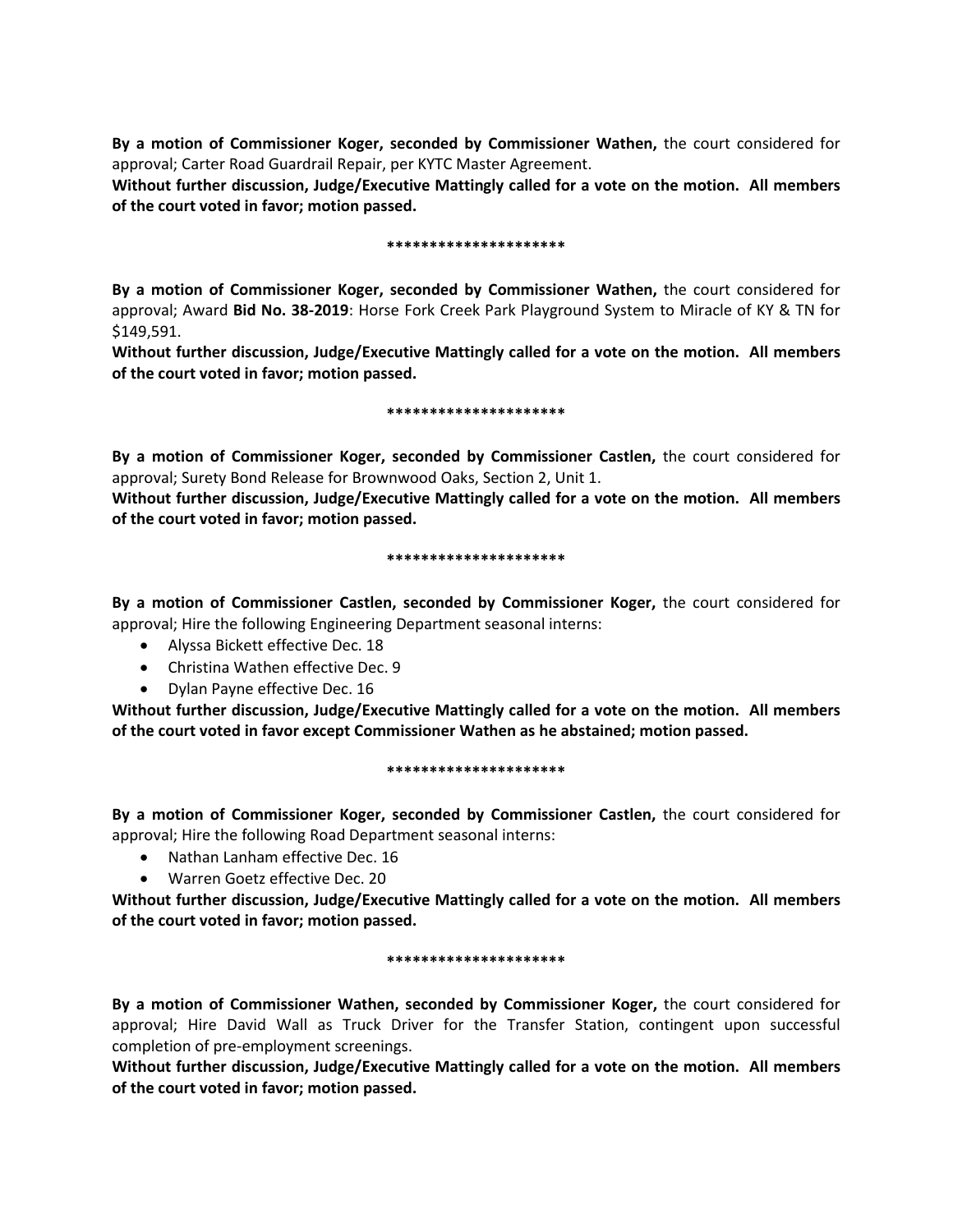**By a motion of Commissioner Koger, seconded by Commissioner Wathen,** the court considered for approval; Carter Road Guardrail Repair, per KYTC Master Agreement.

**Without further discussion, Judge/Executive Mattingly called for a vote on the motion. All members of the court voted in favor; motion passed.**

*********************

**By a motion of Commissioner Koger, seconded by Commissioner Wathen,** the court considered for approval; Award **Bid No. 38-2019**: Horse Fork Creek Park Playground System to Miracle of KY & TN for $149,591.

**Without further discussion, Judge/Executive Mattingly called for a vote on the motion. All members of the court voted in favor; motion passed.**

*********************

**By a motion of Commissioner Koger, seconded by Commissioner Castlen,** the court considered for approval; Surety Bond Release for Brownwood Oaks, Section 2, Unit 1.

**Without further discussion, Judge/Executive Mattingly called for a vote on the motion. All members of the court voted in favor; motion passed.**

*********************

**By a motion of Commissioner Castlen, seconded by Commissioner Koger,** the court considered for approval; Hire the following Engineering Department seasonal interns:

- Alyssa Bickett effective Dec. 18
- Christina Wathen effective Dec. 9
- Dylan Payne effective Dec. 16

**Without further discussion, Judge/Executive Mattingly called for a vote on the motion. All members of the court voted in favor except Commissioner Wathen as he abstained; motion passed.**

*********************

**By a motion of Commissioner Koger, seconded by Commissioner Castlen,** the court considered for approval; Hire the following Road Department seasonal interns:

- Nathan Lanham effective Dec. 16
- Warren Goetz effective Dec. 20

**Without further discussion, Judge/Executive Mattingly called for a vote on the motion. All members of the court voted in favor; motion passed.**

*********************

**By a motion of Commissioner Wathen, seconded by Commissioner Koger,** the court considered for approval; Hire David Wall as Truck Driver for the Transfer Station, contingent upon successful completion of pre-employment screenings.

**Without further discussion, Judge/Executive Mattingly called for a vote on the motion. All members of the court voted in favor; motion passed.**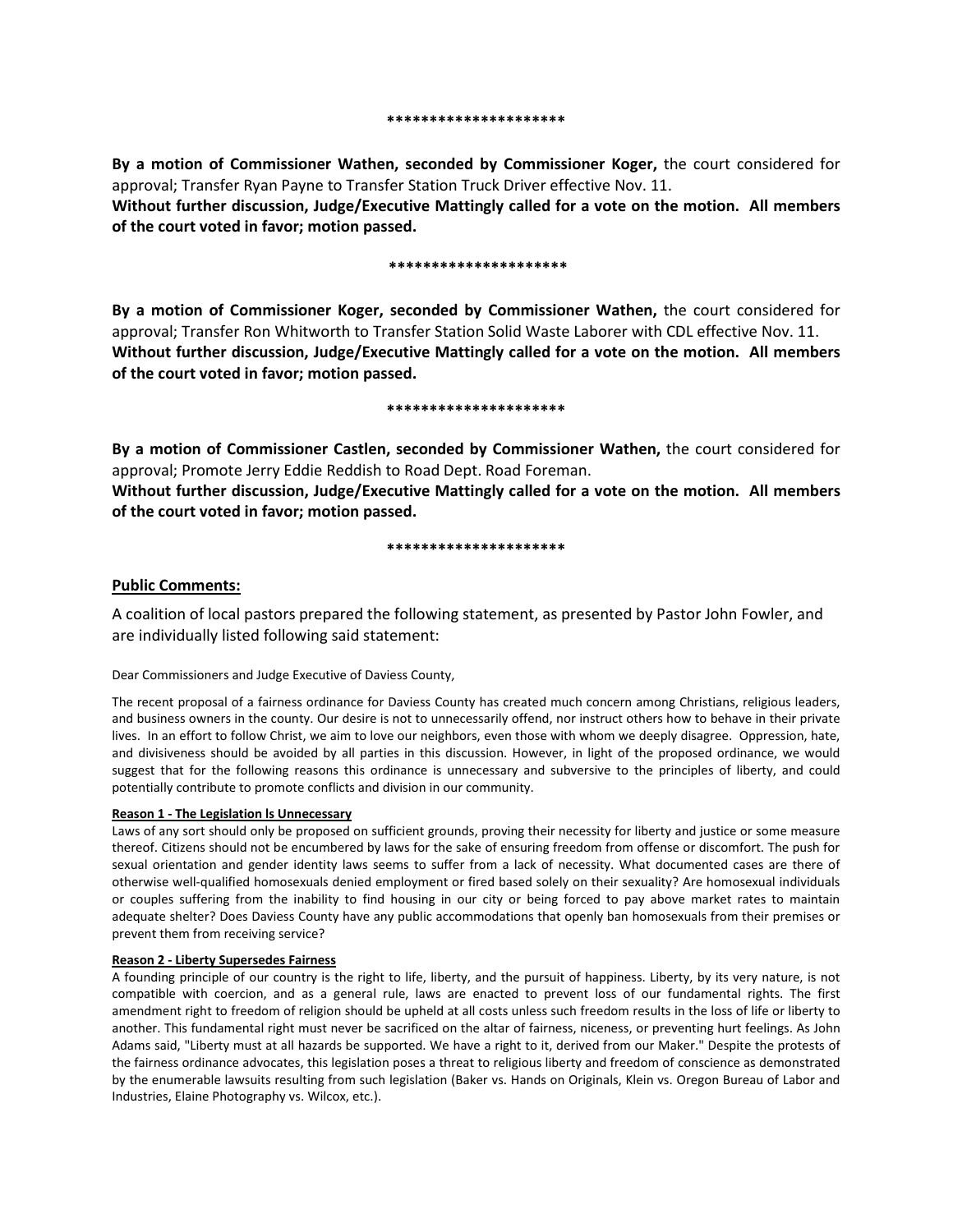*********************

**By a motion of Commissioner Wathen, seconded by Commissioner Koger,** the court considered for approval; Transfer Ryan Payne to Transfer Station Truck Driver effective Nov. 11.
**Without further discussion, Judge/Executive Mattingly called for a vote on the motion. All members of the court voted in favor; motion passed.**

*********************

**By a motion of Commissioner Koger, seconded by Commissioner Wathen,** the court considered for approval; Transfer Ron Whitworth to Transfer Station Solid Waste Laborer with CDL effective Nov. 11.
**Without further discussion, Judge/Executive Mattingly called for a vote on the motion. All members of the court voted in favor; motion passed.**

*********************

**By a motion of Commissioner Castlen, seconded by Commissioner Wathen,** the court considered for approval; Promote Jerry Eddie Reddish to Road Dept. Road Foreman.
**Without further discussion, Judge/Executive Mattingly called for a vote on the motion. All members of the court voted in favor; motion passed.**

*********************

**Public Comments:**

A coalition of local pastors prepared the following statement, as presented by Pastor John Fowler, and are individually listed following said statement:

Dear Commissioners and Judge Executive of Daviess County,

The recent proposal of a fairness ordinance for Daviess County has created much concern among Christians, religious leaders, and business owners in the county. Our desire is not to unnecessarily offend, nor instruct others how to behave in their private lives. In an effort to follow Christ, we aim to love our neighbors, even those with whom we deeply disagree. Oppression, hate, and divisiveness should be avoided by all parties in this discussion. However, in light of the proposed ordinance, we would suggest that for the following reasons this ordinance is unnecessary and subversive to the principles of liberty, and could potentially contribute to promote conflicts and division in our community.

**Reason 1 - The Legislation ls Unnecessary**

Laws of any sort should only be proposed on sufficient grounds, proving their necessity for liberty and justice or some measure thereof. Citizens should not be encumbered by laws for the sake of ensuring freedom from offense or discomfort. The push for sexual orientation and gender identity laws seems to suffer from a lack of necessity. What documented cases are there of otherwise well-qualified homosexuals denied employment or fired based solely on their sexuality? Are homosexual individuals or couples suffering from the inability to find housing in our city or being forced to pay above market rates to maintain adequate shelter? Does Daviess County have any public accommodations that openly ban homosexuals from their premises or prevent them from receiving service?

**Reason 2 - Liberty Supersedes Fairness**

A founding principle of our country is the right to life, liberty, and the pursuit of happiness. Liberty, by its very nature, is not compatible with coercion, and as a general rule, laws are enacted to prevent loss of our fundamental rights. The first amendment right to freedom of religion should be upheld at all costs unless such freedom results in the loss of life or liberty to another. This fundamental right must never be sacrificed on the altar of fairness, niceness, or preventing hurt feelings. As John Adams said, "Liberty must at all hazards be supported. We have a right to it, derived from our Maker." Despite the protests of the fairness ordinance advocates, this legislation poses a threat to religious liberty and freedom of conscience as demonstrated by the enumerable lawsuits resulting from such legislation (Baker vs. Hands on Originals, Klein vs. Oregon Bureau of Labor and Industries, Elaine Photography vs. Wilcox, etc.).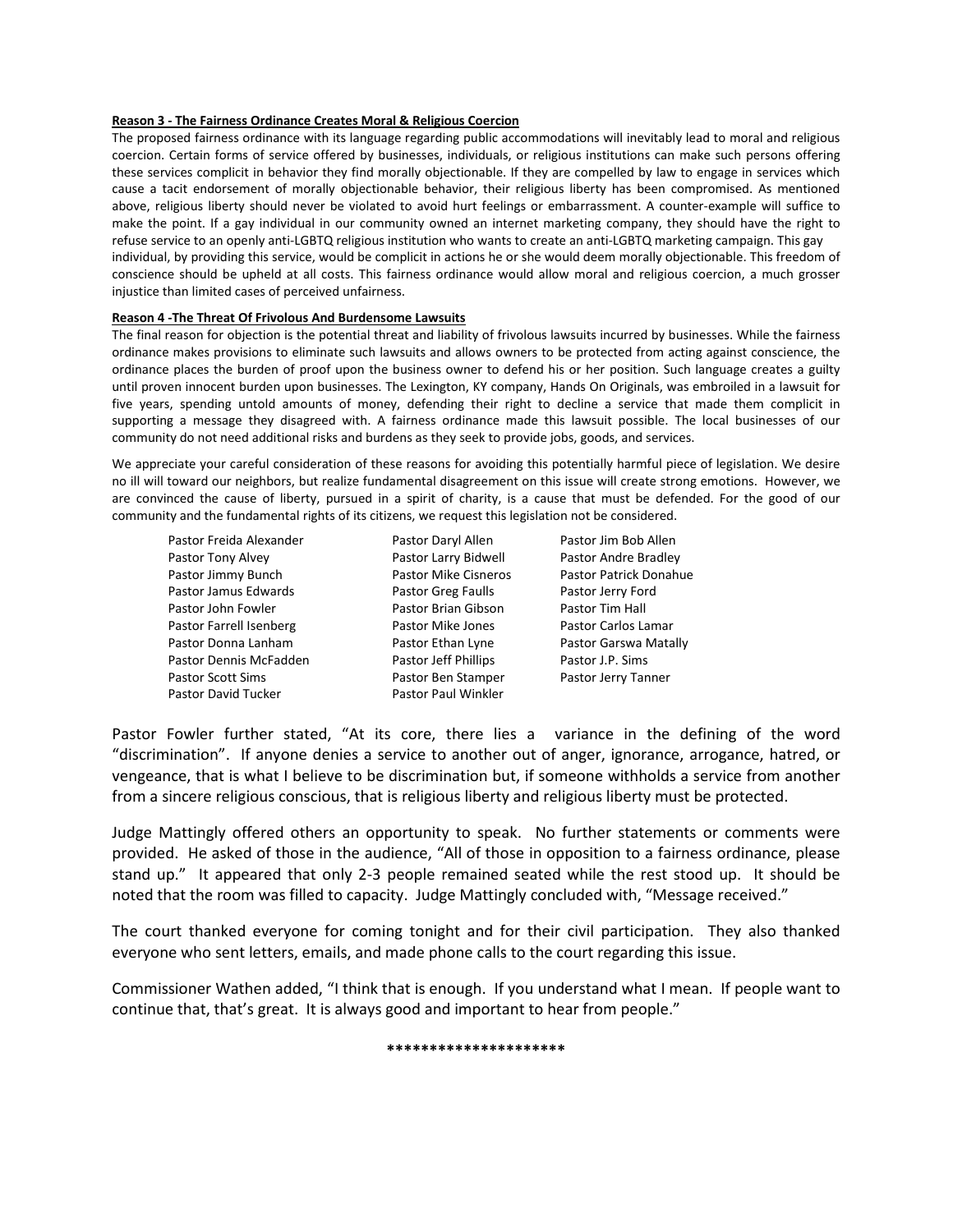**Reason 3 - The Fairness Ordinance Creates Moral & Religious Coercion**

The proposed fairness ordinance with its language regarding public accommodations will inevitably lead to moral and religious coercion. Certain forms of service offered by businesses, individuals, or religious institutions can make such persons offering these services complicit in behavior they find morally objectionable. If they are compelled by law to engage in services which cause a tacit endorsement of morally objectionable behavior, their religious liberty has been compromised. As mentioned above, religious liberty should never be violated to avoid hurt feelings or embarrassment. A counter-example will suffice to make the point. If a gay individual in our community owned an internet marketing company, they should have the right to refuse service to an openly anti-LGBTQ religious institution who wants to create an anti-LGBTQ marketing campaign. This gay individual, by providing this service, would be complicit in actions he or she would deem morally objectionable. This freedom of conscience should be upheld at all costs. This fairness ordinance would allow moral and religious coercion, a much grosser injustice than limited cases of perceived unfairness.

**Reason 4 -The Threat Of Frivolous And Burdensome Lawsuits**

The final reason for objection is the potential threat and liability of frivolous lawsuits incurred by businesses. While the fairness ordinance makes provisions to eliminate such lawsuits and allows owners to be protected from acting against conscience, the ordinance places the burden of proof upon the business owner to defend his or her position. Such language creates a guilty until proven innocent burden upon businesses. The Lexington, KY company, Hands On Originals, was embroiled in a lawsuit for five years, spending untold amounts of money, defending their right to decline a service that made them complicit in supporting a message they disagreed with. A fairness ordinance made this lawsuit possible. The local businesses of our community do not need additional risks and burdens as they seek to provide jobs, goods, and services.

We appreciate your careful consideration of these reasons for avoiding this potentially harmful piece of legislation. We desire no ill will toward our neighbors, but realize fundamental disagreement on this issue will create strong emotions. However, we are convinced the cause of liberty, pursued in a spirit of charity, is a cause that must be defended. For the good of our community and the fundamental rights of its citizens, we request this legislation not be considered.

Pastor Freida Alexander
Pastor Daryl Allen
Pastor Jim Bob Allen
Pastor Tony Alvey
Pastor Larry Bidwell
Pastor Andre Bradley
Pastor Jimmy Bunch
Pastor Mike Cisneros
Pastor Patrick Donahue
Pastor Jamus Edwards
Pastor Greg Faulls
Pastor Jerry Ford
Pastor John Fowler
Pastor Brian Gibson
Pastor Tim Hall
Pastor Farrell Isenberg
Pastor Mike Jones
Pastor Carlos Lamar
Pastor Donna Lanham
Pastor Ethan Lyne
Pastor Garswa Matally
Pastor Dennis McFadden
Pastor Jeff Phillips
Pastor J.P. Sims
Pastor Scott Sims
Pastor Ben Stamper
Pastor Jerry Tanner
Pastor David Tucker
Pastor Paul Winkler

Pastor Fowler further stated, "At its core, there lies a variance in the defining of the word "discrimination". If anyone denies a service to another out of anger, ignorance, arrogance, hatred, or vengeance, that is what I believe to be discrimination but, if someone withholds a service from another from a sincere religious conscious, that is religious liberty and religious liberty must be protected.

Judge Mattingly offered others an opportunity to speak. No further statements or comments were provided. He asked of those in the audience, "All of those in opposition to a fairness ordinance, please stand up." It appeared that only 2-3 people remained seated while the rest stood up. It should be noted that the room was filled to capacity. Judge Mattingly concluded with, "Message received."

The court thanked everyone for coming tonight and for their civil participation. They also thanked everyone who sent letters, emails, and made phone calls to the court regarding this issue.

Commissioner Wathen added, "I think that is enough. If you understand what I mean. If people want to continue that, that's great. It is always good and important to hear from people."

*********************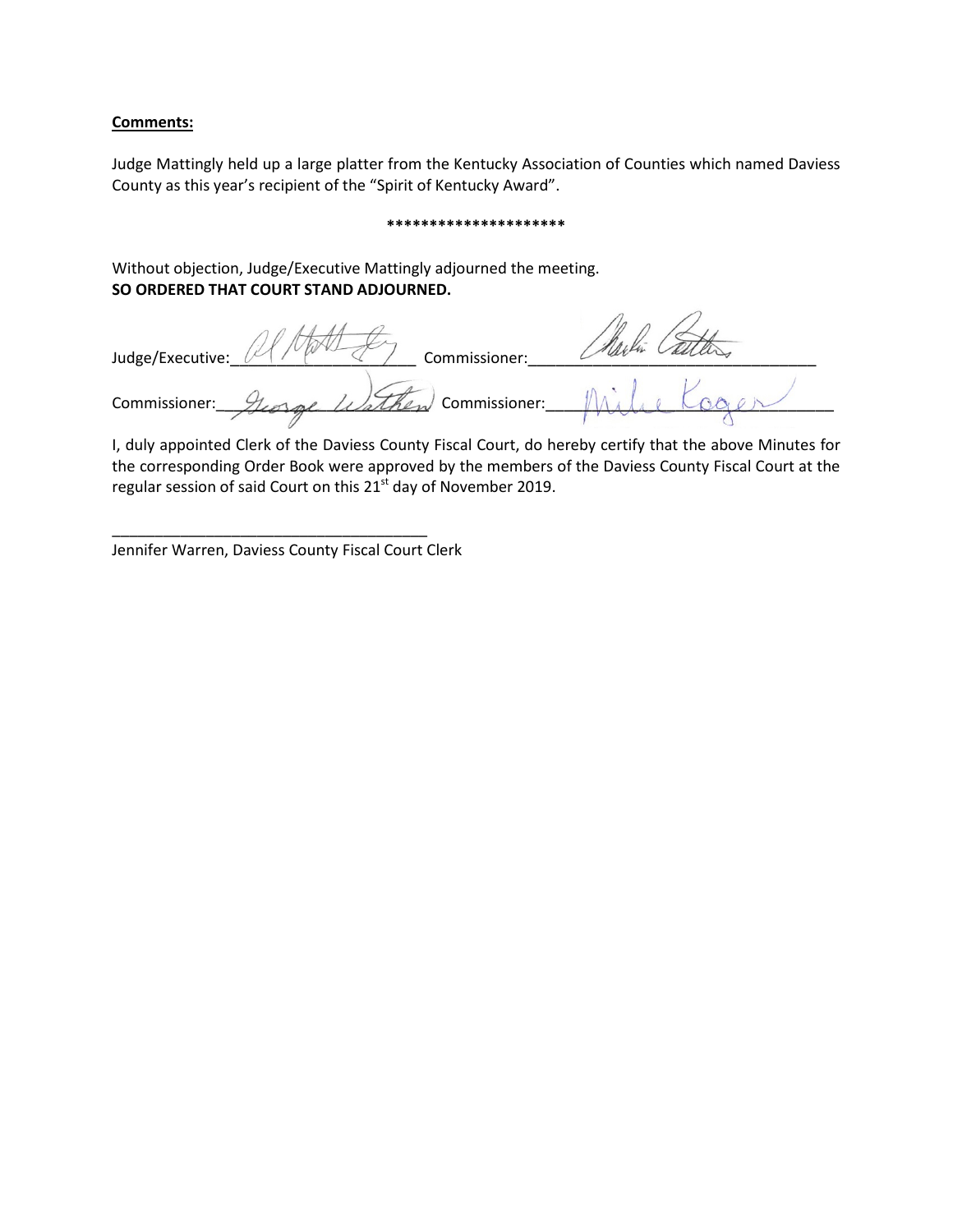**Comments:**

Judge Mattingly held up a large platter from the Kentucky Association of Counties which named Daviess County as this year's recipient of the "Spirit of Kentucky Award".

*********************

Without objection, Judge/Executive Mattingly adjourned the meeting.
**SO ORDERED THAT COURT STAND ADJOURNED.**

Judge/Executive:____________________ Commissioner:________________________________

Commissioner:____________________ Commissioner:________________________________

I, duly appointed Clerk of the Daviess County Fiscal Court, do hereby certify that the above Minutes for the corresponding Order Book were approved by the members of the Daviess County Fiscal Court at the regular session of said Court on this 21st day of November 2019.

____________________________________
Jennifer Warren, Daviess County Fiscal Court Clerk